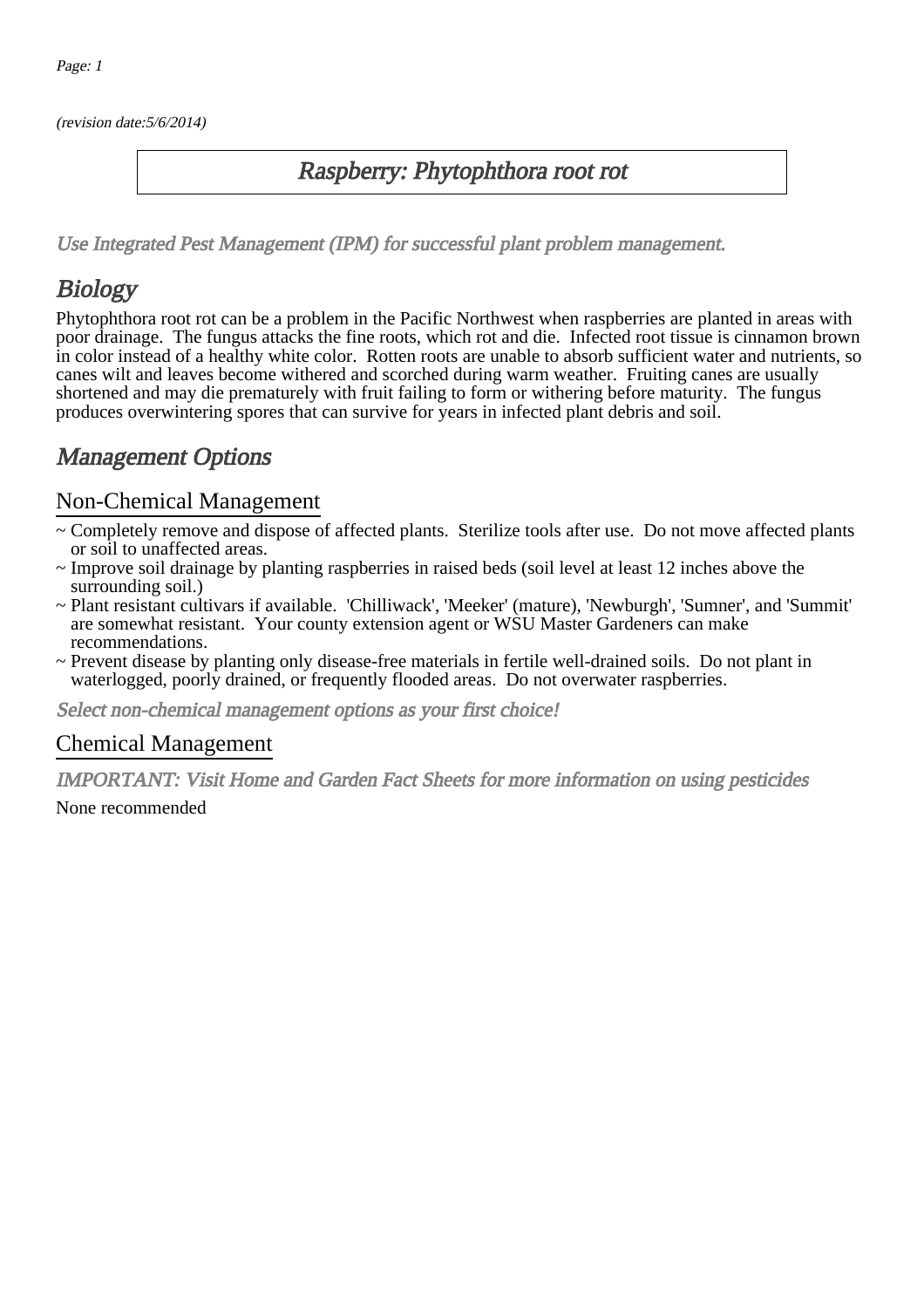(revision date:5/6/2014)

# Raspberry: Phytophthora root rot

*Use Integrated Pest Management (IPM) for successful plant problem management.*

## Biology

Phytophthora root rot can be a problem in the Pacific Northwest when raspberries are planted in areas with poor drainage. The fungus attacks the fine roots, which rot and die. Infected root tissue is cinnamon brown in color instead of a healthy white color. Rotten roots are unable to absorb sufficient water and nutrients, so canes wilt and leaves become withered and scorched during warm weather. Fruiting canes are usually shortened and may die prematurely with fruit failing to form or withering before maturity. The fungus produces overwintering spores that can survive for years in infected plant debris and soil.

## Management Options

### Non-Chemical Management

- ~ Completely remove and dispose of affected plants. Sterilize tools after use. Do not move affected plants or soil to unaffected areas.
- ~ Improve soil drainage by planting raspberries in raised beds (soil level at least 12 inches above the surrounding soil.)
- ~ Plant resistant cultivars if available. 'Chilliwack', 'Meeker' (mature), 'Newburgh', 'Sumner', and 'Summit' are somewhat resistant. Your county extension agent or WSU Master Gardeners can make recommendations.
- ~ Prevent disease by planting only disease-free materials in fertile well-drained soils. Do not plant in waterlogged, poorly drained, or frequently flooded areas. Do not overwater raspberries.

*Select non-chemical management options as your first choice!*

### Chemical Management

*IMPORTANT: Visit Home and Garden Fact Sheets for more information on using pesticides*

None recommended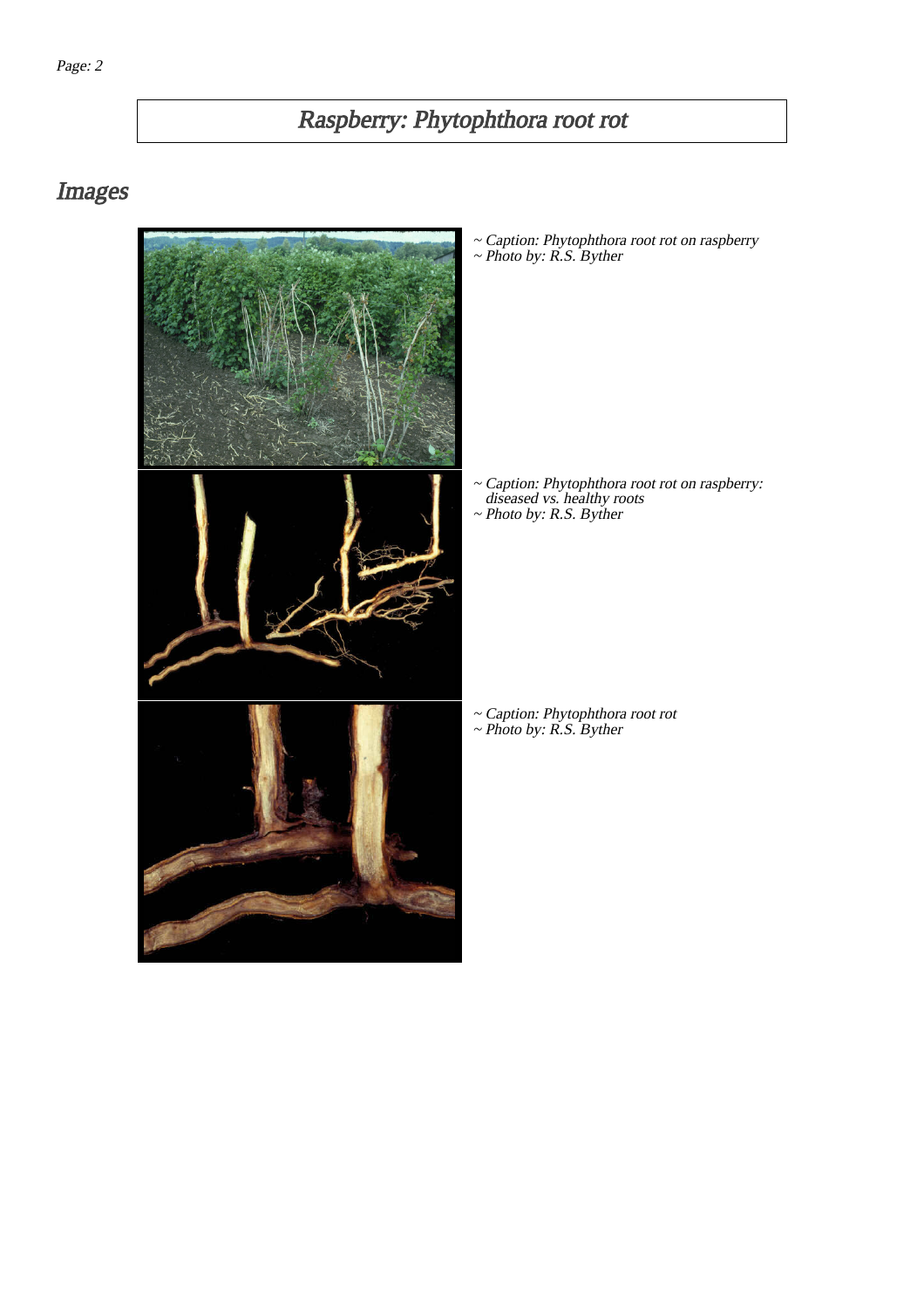# Raspberry: Phytophthora root rot

## Images

~ Caption: Phytophthora root rot on raspberry
~ Photo by: R.S. Byther

~ Caption: Phytophthora root rot on raspberry: diseased vs. healthy roots
~ Photo by: R.S. Byther

~ Caption: Phytophthora root rot
~ Photo by: R.S. Byther